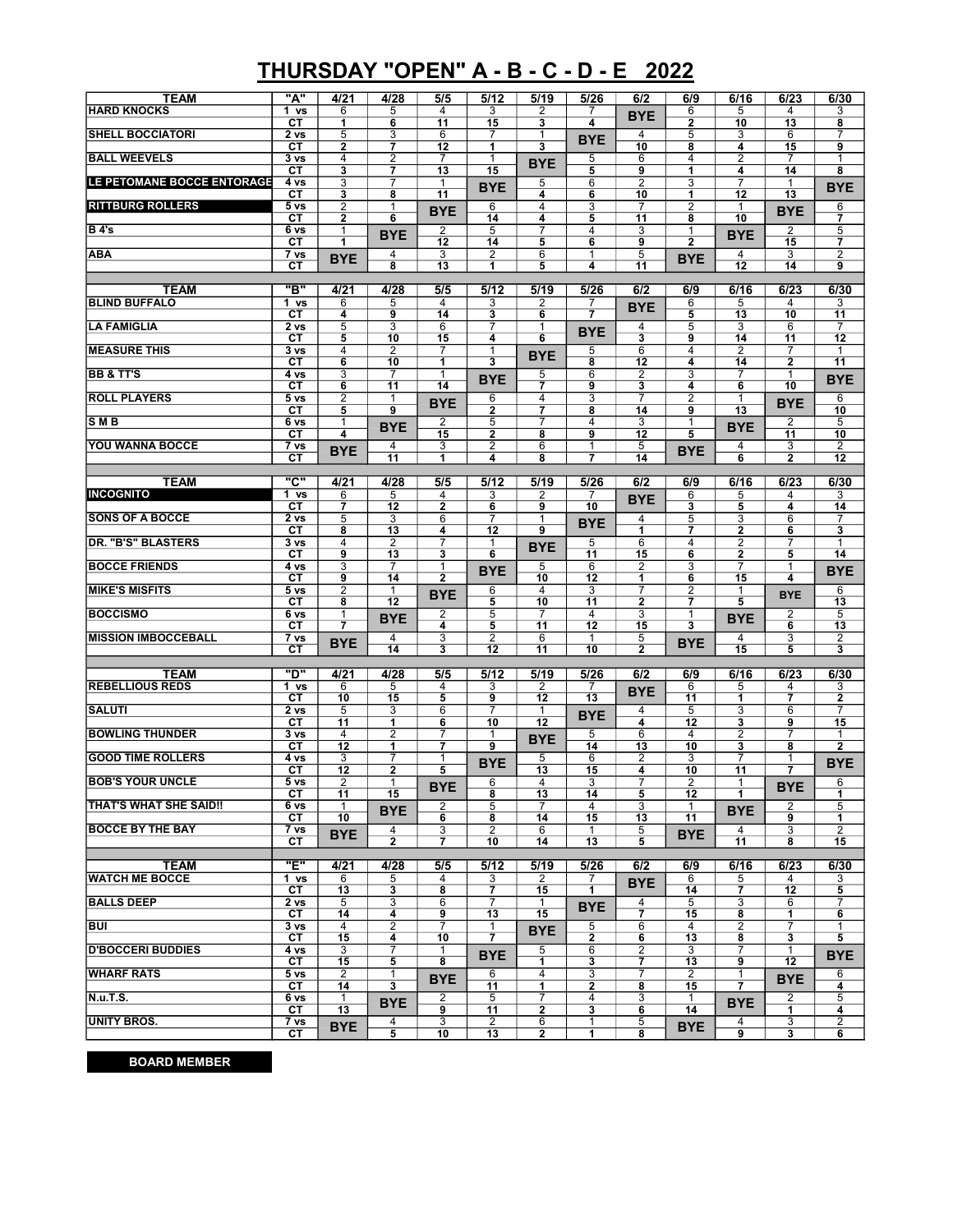# THURSDAY "OPEN" A - B - C - D - E 2022

| TEAM | "A" | 4/21 | 4/28 | 5/5 | 5/12 | 5/19 | 5/26 | 6/2 | 6/9 | 6/16 | 6/23 | 6/30 |
|---|---|---|---|---|---|---|---|---|---|---|---|---|
| HARD KNOCKS | 1 vs | 6 | 5 | 4 | 3 | 2 | 7 | BYE | 6 | 5 | 4 | 3 |
| | CT | 1 | 6 | 11 | 15 | 3 | 4 | | 2 | 10 | 13 | 8 |
| SHELL BOCCIATORI | 2 vs | 5 | 3 | 6 | 7 | 1 | BYE | 4 | 5 | 3 | 6 | 7 |
| | CT | 2 | 7 | 12 | 1 | 3 | | 10 | 8 | 4 | 15 | 9 |
| BALL WEEVELS | 3 vs | 4 | 2 | 7 | 1 | BYE | 5 | 6 | 4 | 2 | 7 | 1 |
| | CT | 3 | 7 | 13 | 15 | | 5 | 9 | 1 | 4 | 14 | 8 |
| LE PETOMANE BOCCE ENTORAGE | 4 vs | 3 | 7 | 1 | BYE | 5 | 6 | 2 | 3 | 7 | 1 | BYE |
| | CT | 3 | 8 | 11 | | 4 | 6 | 10 | 1 | 12 | 13 | |
| RITTBURG ROLLERS | 5 vs | 2 | 1 | BYE | 6 | 4 | 3 | 7 | 2 | 1 | BYE | 6 |
| | CT | 2 | 6 | | 14 | 4 | 5 | 11 | 8 | 10 | | 7 |
| B 4's | 6 vs | 1 | BYE | 2 | 5 | 7 | 4 | 3 | 1 | BYE | 2 | 5 |
| | CT | 1 | | 12 | 14 | 5 | 6 | 9 | 2 | | 15 | 7 |
| ABA | 7 vs | BYE | 4 | 3 | 2 | 6 | 1 | 5 | BYE | 4 | 3 | 2 |
| | CT | | 8 | 13 | 1 | 5 | 4 | 11 | | 12 | 14 | 9 |

| TEAM | "B" | 4/21 | 4/28 | 5/5 | 5/12 | 5/19 | 5/26 | 6/2 | 6/9 | 6/16 | 6/23 | 6/30 |
|---|---|---|---|---|---|---|---|---|---|---|---|---|
| BLIND BUFFALO | 1 vs | 6 | 5 | 4 | 3 | 2 | 7 | BYE | 6 | 5 | 4 | 3 |
| | CT | 4 | 9 | 14 | 3 | 6 | 7 | | 5 | 13 | 10 | 11 |
| LA FAMIGLIA | 2 vs | 5 | 3 | 6 | 7 | 1 | BYE | 4 | 5 | 3 | 6 | 7 |
| | CT | 5 | 10 | 15 | 4 | 6 | | 3 | 9 | 14 | 11 | 12 |
| MEASURE THIS | 3 vs | 4 | 2 | 7 | 1 | BYE | 5 | 6 | 4 | 2 | 7 | 1 |
| | CT | 6 | 10 | 1 | 3 | | 8 | 12 | 4 | 14 | 2 | 11 |
| BB & TT'S | 4 vs | 3 | 7 | 1 | BYE | 5 | 6 | 2 | 3 | 7 | 1 | BYE |
| | CT | 6 | 11 | 14 | | 7 | 9 | 3 | 4 | 6 | 10 | |
| ROLL PLAYERS | 5 vs | 2 | 1 | BYE | 6 | 4 | 3 | 7 | 2 | 1 | BYE | 6 |
| | CT | 5 | 9 | | 2 | 7 | 8 | 14 | 9 | 13 | | 10 |
| S M B | 6 vs | 1 | BYE | 2 | 5 | 7 | 4 | 3 | 1 | BYE | 2 | 5 |
| | CT | 4 | | 15 | 2 | 8 | 9 | 12 | 5 | | 11 | 10 |
| YOU WANNA BOCCE | 7 vs | BYE | 4 | 3 | 2 | 6 | 1 | 5 | BYE | 4 | 3 | 2 |
| | CT | | 11 | 1 | 4 | 8 | 7 | 14 | | 6 | 2 | 12 |

| TEAM | "C" | 4/21 | 4/28 | 5/5 | 5/12 | 5/19 | 5/26 | 6/2 | 6/9 | 6/16 | 6/23 | 6/30 |
|---|---|---|---|---|---|---|---|---|---|---|---|---|
| INCOGNITO | 1 vs | 6 | 5 | 4 | 3 | 2 | 7 | BYE | 6 | 5 | 4 | 3 |
| | CT | 7 | 12 | 2 | 6 | 9 | 10 | | 3 | 5 | 4 | 14 |
| SONS OF A BOCCE | 2 vs | 5 | 3 | 6 | 7 | 1 | BYE | 4 | 5 | 3 | 6 | 7 |
| | CT | 8 | 13 | 4 | 12 | 9 | | 1 | 7 | 2 | 6 | 3 |
| DR. "B'S" BLASTERS | 3 vs | 4 | 2 | 7 | 1 | BYE | 5 | 6 | 4 | 2 | 7 | 1 |
| | CT | 9 | 13 | 3 | 6 | | 11 | 15 | 6 | 2 | 5 | 14 |
| BOCCE FRIENDS | 4 vs | 3 | 7 | 1 | BYE | 5 | 6 | 2 | 3 | 7 | 1 | BYE |
| | CT | 9 | 14 | 2 | | 10 | 12 | 1 | 6 | 15 | 4 | |
| MIKE'S MISFITS | 5 vs | 2 | 1 | BYE | 6 | 4 | 3 | 7 | 2 | 1 | BYE | 6 |
| | CT | 8 | 12 | | 5 | 10 | 11 | 2 | 7 | 5 | | 13 |
| BOCCISMO | 6 vs | 1 | BYE | 2 | 5 | 7 | 4 | 3 | 1 | BYE | 2 | 5 |
| | CT | 7 | | 4 | 5 | 11 | 12 | 15 | 3 | | 6 | 13 |
| MISSION IMBOCCEBALL | 7 vs | BYE | 4 | 3 | 2 | 6 | 1 | 5 | BYE | 4 | 3 | 2 |
| | CT | | 14 | 3 | 12 | 11 | 10 | 2 | | 15 | 5 | 3 |

| TEAM | "D" | 4/21 | 4/28 | 5/5 | 5/12 | 5/19 | 5/26 | 6/2 | 6/9 | 6/16 | 6/23 | 6/30 |
|---|---|---|---|---|---|---|---|---|---|---|---|---|
| REBELLIOUS REDS | 1 vs | 6 | 5 | 4 | 3 | 2 | 7 | BYE | 6 | 5 | 4 | 3 |
| | CT | 10 | 15 | 5 | 9 | 12 | 13 | | 11 | 1 | 7 | 2 |
| SALUTI | 2 vs | 5 | 3 | 6 | 7 | 1 | BYE | 4 | 5 | 3 | 6 | 7 |
| | CT | 11 | 1 | 6 | 10 | 12 | | 4 | 12 | 3 | 9 | 15 |
| BOWLING THUNDER | 3 vs | 4 | 2 | 7 | 1 | BYE | 5 | 6 | 4 | 2 | 7 | 1 |
| | CT | 12 | 1 | 7 | 9 | | 14 | 13 | 10 | 3 | 8 | 2 |
| GOOD TIME ROLLERS | 4 vs | 3 | 7 | 1 | BYE | 5 | 6 | 2 | 3 | 7 | 1 | BYE |
| | CT | 12 | 2 | 5 | | 13 | 15 | 4 | 10 | 11 | 7 | |
| BOB'S YOUR UNCLE | 5 vs | 2 | 1 | BYE | 6 | 4 | 3 | 7 | 2 | 1 | BYE | 6 |
| | CT | 11 | 15 | | 8 | 13 | 14 | 5 | 12 | 1 | | 1 |
| THAT'S WHAT SHE SAID!! | 6 vs | 1 | BYE | 2 | 5 | 7 | 4 | 3 | 1 | BYE | 2 | 5 |
| | CT | 10 | | 6 | 8 | 14 | 15 | 13 | 11 | | 9 | 1 |
| BOCCE BY THE BAY | 7 vs | BYE | 4 | 3 | 2 | 6 | 1 | 5 | BYE | 4 | 3 | 2 |
| | CT | | 2 | 7 | 10 | 14 | 13 | 5 | | 11 | 8 | 15 |

| TEAM | "E" | 4/21 | 4/28 | 5/5 | 5/12 | 5/19 | 5/26 | 6/2 | 6/9 | 6/16 | 6/23 | 6/30 |
|---|---|---|---|---|---|---|---|---|---|---|---|---|
| WATCH ME BOCCE | 1 vs | 6 | 5 | 4 | 3 | 2 | 7 | BYE | 6 | 5 | 4 | 3 |
| | CT | 13 | 3 | 8 | 7 | 15 | 1 | | 14 | 7 | 12 | 5 |
| BALLS DEEP | 2 vs | 5 | 3 | 6 | 7 | 1 | BYE | 4 | 5 | 3 | 6 | 7 |
| | CT | 14 | 4 | 9 | 13 | 15 | | 7 | 15 | 8 | 1 | 6 |
| BUI | 3 vs | 4 | 2 | 7 | 1 | BYE | 5 | 6 | 4 | 2 | 7 | 1 |
| | CT | 15 | 4 | 10 | 7 | | 2 | 6 | 13 | 8 | 3 | 5 |
| D'BOCCERI BUDDIES | 4 vs | 3 | 7 | 1 | BYE | 5 | 6 | 2 | 3 | 7 | 1 | BYE |
| | CT | 15 | 5 | 8 | | 1 | 3 | 7 | 13 | 9 | 12 | |
| WHARF RATS | 5 vs | 2 | 1 | BYE | 6 | 4 | 3 | 7 | 2 | 1 | BYE | 6 |
| | CT | 14 | 3 | | 11 | 1 | 2 | 8 | 15 | 7 | | 4 |
| N.u.T.S. | 6 vs | 1 | BYE | 2 | 5 | 7 | 4 | 3 | 1 | BYE | 2 | 5 |
| | CT | 13 | | 9 | 11 | 2 | 3 | 6 | 14 | | 1 | 4 |
| UNITY BROS. | 7 vs | BYE | 4 | 3 | 2 | 6 | 1 | 5 | BYE | 4 | 3 | 2 |
| | CT | | 5 | 10 | 13 | 2 | 1 | 8 | | 9 | 3 | 6 |

BOARD MEMBER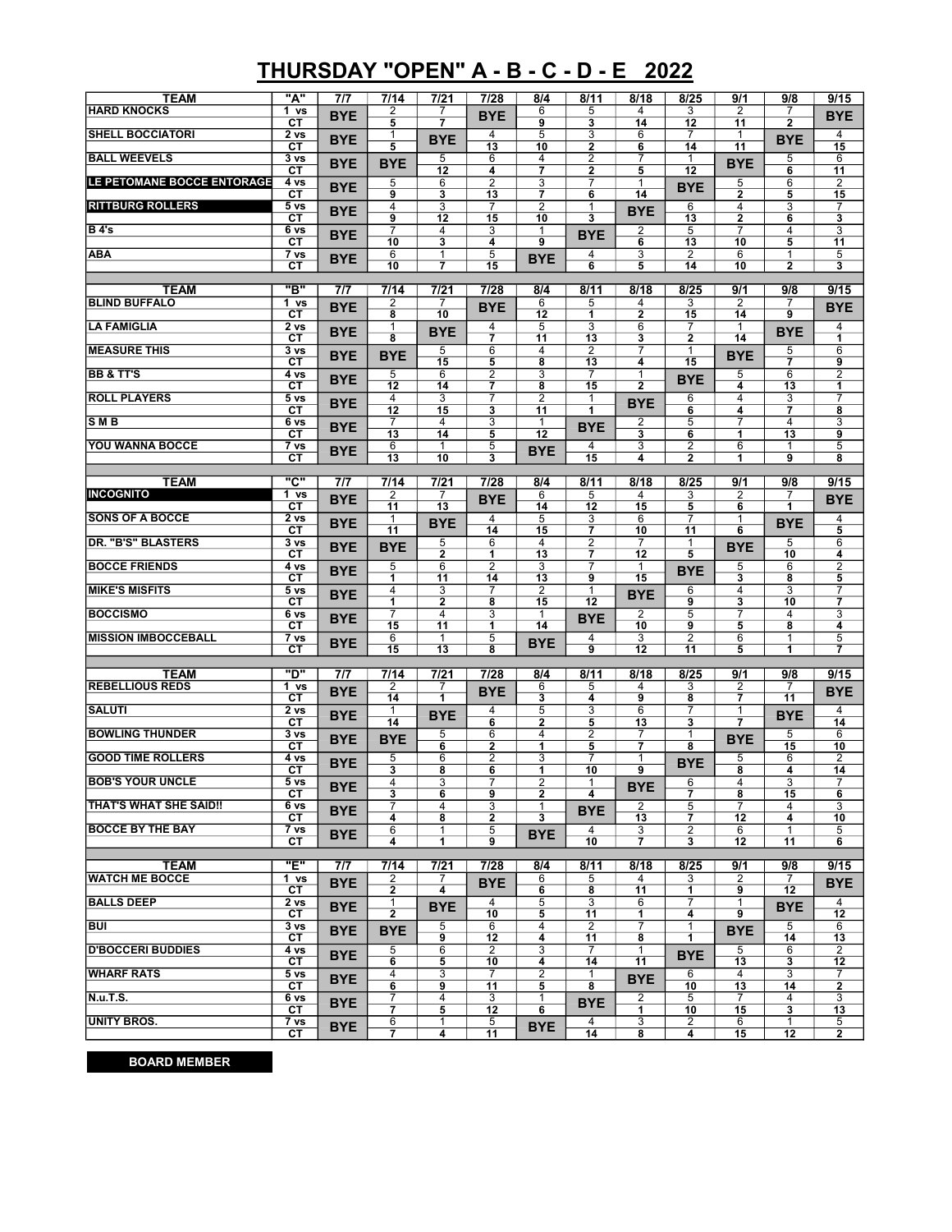# THURSDAY "OPEN" A - B - C - D - E 2022

| TEAM | "A" | 7/7 | 7/14 | 7/21 | 7/28 | 8/4 | 8/11 | 8/18 | 8/25 | 9/1 | 9/8 | 9/15 |
|---|---|---|---|---|---|---|---|---|---|---|---|---|
| HARD KNOCKS | 1 vs | BYE | 2 | 7 | BYE | 6 | 5 | 4 | 3 | 2 | 7 | BYE |
| | CT | | 5 | 7 | | 9 | 3 | 14 | 12 | 11 | 2 | |
| SHELL BOCCIATORI | 2 vs | BYE | 1 | BYE | 4 | 5 | 3 | 6 | 7 | 1 | BYE | 4 |
| | CT | | 5 | | 13 | 10 | 2 | 6 | 14 | 11 | | 15 |
| BALL WEEVELS | 3 vs | BYE | BYE | 5 | 6 | 4 | 2 | 7 | 1 | BYE | 5 | 6 |
| | CT | | | 12 | 4 | 7 | 2 | 5 | 12 | | 6 | 11 |
| LE PETOMANE BOCCE ENTORAGE | 4 vs | BYE | 5 | 6 | 2 | 3 | 7 | 1 | BYE | 5 | 6 | 2 |
| | CT | | 9 | 3 | 13 | 7 | 6 | 14 | | 2 | 5 | 15 |
| RITTBURG ROLLERS | 5 vs | BYE | 4 | 3 | 7 | 2 | 1 | BYE | 6 | 4 | 3 | 7 |
| | CT | | 9 | 12 | 15 | 10 | 3 | | 13 | 2 | 6 | 3 |
| B 4's | 6 vs | BYE | 7 | 4 | 3 | 1 | BYE | 2 | 5 | 7 | 4 | 3 |
| | CT | | 10 | 3 | 4 | 9 | | 6 | 13 | 10 | 5 | 11 |
| ABA | 7 vs | BYE | 6 | 1 | 5 | BYE | 4 | 3 | 2 | 6 | 1 | 5 |
| | CT | | 10 | 7 | 15 | | 6 | 5 | 14 | 10 | 2 | 3 |

| TEAM | "B" | 7/7 | 7/14 | 7/21 | 7/28 | 8/4 | 8/11 | 8/18 | 8/25 | 9/1 | 9/8 | 9/15 |
|---|---|---|---|---|---|---|---|---|---|---|---|---|
| BLIND BUFFALO | 1 vs | BYE | 2 | 7 | BYE | 6 | 5 | 4 | 3 | 2 | 7 | BYE |
| | CT | | 8 | 10 | | 12 | 1 | 2 | 15 | 14 | 9 | |
| LA FAMIGLIA | 2 vs | BYE | 1 | BYE | 4 | 5 | 3 | 6 | 7 | 1 | BYE | 4 |
| | CT | | 8 | | 7 | 11 | 13 | 3 | 2 | 14 | | 1 |
| MEASURE THIS | 3 vs | BYE | BYE | 5 | 6 | 4 | 2 | 7 | 1 | BYE | 5 | 6 |
| | CT | | | 15 | 5 | 8 | 13 | 4 | 15 | | 7 | 9 |
| BB & TT'S | 4 vs | BYE | 5 | 6 | 2 | 3 | 7 | 1 | BYE | 5 | 6 | 2 |
| | CT | | 12 | 14 | 7 | 8 | 15 | 2 | | 4 | 13 | 1 |
| ROLL PLAYERS | 5 vs | BYE | 4 | 3 | 7 | 2 | 1 | BYE | 6 | 4 | 3 | 7 |
| | CT | | 12 | 15 | 3 | 11 | 1 | | 6 | 4 | 7 | 8 |
| S M B | 6 vs | BYE | 7 | 4 | 3 | 1 | BYE | 2 | 5 | 7 | 4 | 3 |
| | CT | | 13 | 14 | 5 | 12 | | 3 | 6 | 1 | 13 | 9 |
| YOU WANNA BOCCE | 7 vs | BYE | 6 | 1 | 5 | BYE | 4 | 3 | 2 | 6 | 1 | 5 |
| | CT | | 13 | 10 | 3 | | 15 | 4 | 2 | 1 | 9 | 8 |

| TEAM | "C" | 7/7 | 7/14 | 7/21 | 7/28 | 8/4 | 8/11 | 8/18 | 8/25 | 9/1 | 9/8 | 9/15 |
|---|---|---|---|---|---|---|---|---|---|---|---|---|
| INCOGNITO | 1 vs | BYE | 2 | 7 | BYE | 6 | 5 | 4 | 3 | 2 | 7 | BYE |
| | CT | | 11 | 13 | | 14 | 12 | 15 | 5 | 6 | 1 | |
| SONS OF A BOCCE | 2 vs | BYE | 1 | BYE | 4 | 5 | 3 | 6 | 7 | 1 | BYE | 4 |
| | CT | | 11 | | 14 | 15 | 7 | 10 | 11 | 6 | | 5 |
| DR. "B'S" BLASTERS | 3 vs | BYE | BYE | 5 | 6 | 4 | 2 | 7 | 1 | BYE | 5 | 6 |
| | CT | | | 2 | 1 | 13 | 7 | 12 | 5 | | 10 | 4 |
| BOCCE FRIENDS | 4 vs | BYE | 5 | 6 | 2 | 3 | 7 | 1 | BYE | 5 | 6 | 2 |
| | CT | | 1 | 11 | 14 | 13 | 9 | 15 | | 3 | 8 | 5 |
| MIKE'S MISFITS | 5 vs | BYE | 4 | 3 | 7 | 2 | 1 | BYE | 6 | 4 | 3 | 7 |
| | CT | | 1 | 2 | 8 | 15 | 12 | | 9 | 3 | 10 | 7 |
| BOCCISMO | 6 vs | BYE | 7 | 4 | 3 | 1 | BYE | 2 | 5 | 7 | 4 | 3 |
| | CT | | 15 | 11 | 1 | 14 | | 10 | 9 | 5 | 8 | 4 |
| MISSION IMBOCCEBALL | 7 vs | BYE | 6 | 1 | 5 | BYE | 4 | 3 | 2 | 6 | 1 | 5 |
| | CT | | 15 | 13 | 8 | | 9 | 12 | 11 | 5 | 1 | 7 |

| TEAM | "D" | 7/7 | 7/14 | 7/21 | 7/28 | 8/4 | 8/11 | 8/18 | 8/25 | 9/1 | 9/8 | 9/15 |
|---|---|---|---|---|---|---|---|---|---|---|---|---|
| REBELLIOUS REDS | 1 vs | BYE | 2 | 7 | BYE | 6 | 5 | 4 | 3 | 2 | 7 | BYE |
| | CT | | 14 | 1 | | 3 | 4 | 9 | 8 | 7 | 11 | |
| SALUTI | 2 vs | BYE | 1 | BYE | 4 | 5 | 3 | 6 | 7 | 1 | BYE | 4 |
| | CT | | 14 | | 6 | 2 | 5 | 13 | 3 | 7 | | 14 |
| BOWLING THUNDER | 3 vs | BYE | BYE | 5 | 6 | 4 | 2 | 7 | 1 | BYE | 5 | 6 |
| | CT | | | 6 | 2 | 1 | 5 | 7 | 8 | | 15 | 10 |
| GOOD TIME ROLLERS | 4 vs | BYE | 5 | 6 | 2 | 3 | 7 | 1 | BYE | 5 | 6 | 2 |
| | CT | | 3 | 8 | 6 | 1 | 10 | 9 | | 8 | 4 | 14 |
| BOB'S YOUR UNCLE | 5 vs | BYE | 4 | 3 | 7 | 2 | 1 | BYE | 6 | 4 | 3 | 7 |
| | CT | | 3 | 6 | 9 | 2 | 4 | | 7 | 8 | 15 | 6 |
| THAT'S WHAT SHE SAID!! | 6 vs | BYE | 7 | 4 | 3 | 1 | BYE | 2 | 5 | 7 | 4 | 3 |
| | CT | | 4 | 8 | 2 | 3 | | 13 | 7 | 12 | 4 | 10 |
| BOCCE BY THE BAY | 7 vs | BYE | 6 | 1 | 5 | BYE | 4 | 3 | 2 | 6 | 1 | 5 |
| | CT | | 4 | 1 | 9 | | 10 | 7 | 3 | 12 | 11 | 6 |

| TEAM | "E" | 7/7 | 7/14 | 7/21 | 7/28 | 8/4 | 8/11 | 8/18 | 8/25 | 9/1 | 9/8 | 9/15 |
|---|---|---|---|---|---|---|---|---|---|---|---|---|
| WATCH ME BOCCE | 1 vs | BYE | 2 | 7 | BYE | 6 | 5 | 4 | 3 | 2 | 7 | BYE |
| | CT | | 2 | 4 | | 6 | 8 | 11 | 1 | 9 | 12 | |
| BALLS DEEP | 2 vs | BYE | 1 | BYE | 4 | 5 | 3 | 6 | 7 | 1 | BYE | 4 |
| | CT | | 2 | | 10 | 5 | 11 | 1 | 4 | 9 | | 12 |
| BUI | 3 vs | BYE | BYE | 5 | 6 | 4 | 2 | 7 | 1 | BYE | 5 | 6 |
| | CT | | | 9 | 12 | 4 | 11 | 8 | 1 | | 14 | 13 |
| D'BOCCERI BUDDIES | 4 vs | BYE | 5 | 6 | 2 | 3 | 7 | 1 | BYE | 5 | 6 | 2 |
| | CT | | 6 | 5 | 10 | 4 | 14 | 11 | | 13 | 3 | 12 |
| WHARF RATS | 5 vs | BYE | 4 | 3 | 7 | 2 | 1 | BYE | 6 | 4 | 3 | 7 |
| | CT | | 6 | 9 | 11 | 5 | 8 | | 10 | 13 | 14 | 2 |
| N.u.T.S. | 6 vs | BYE | 7 | 4 | 3 | 1 | BYE | 2 | 5 | 7 | 4 | 3 |
| | CT | | 7 | 5 | 12 | 6 | | 1 | 10 | 15 | 3 | 13 |
| UNITY BROS. | 7 vs | BYE | 6 | 1 | 5 | BYE | 4 | 3 | 2 | 6 | 1 | 5 |
| | CT | | 7 | 4 | 11 | | 14 | 8 | 4 | 15 | 12 | 2 |

BOARD MEMBER